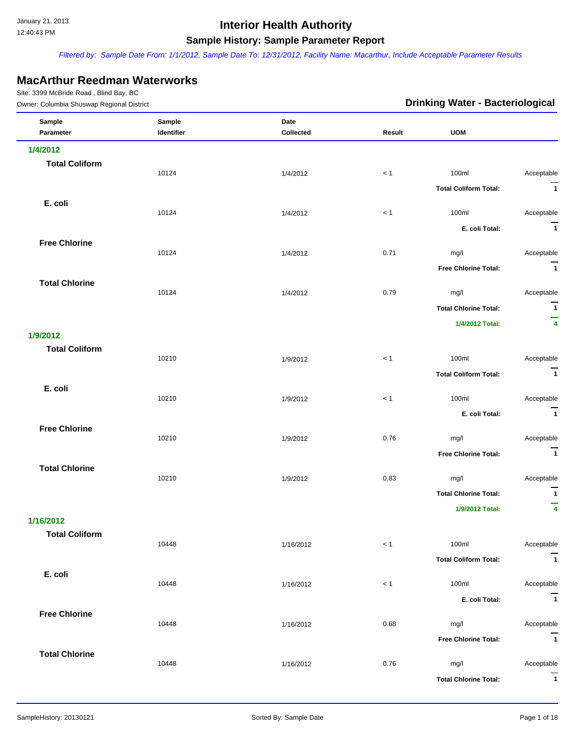# Interior Health Authority

## Sample History: Sample Parameter Report

*Filtered by: Sample Date From: 1/1/2012, Sample Date To: 12/31/2012, Facility Name: Macarthur, Include Acceptable Parameter Results*

## MacArthur Reedman Waterworks

Site: 3399 McBride Road , Blind Bay, BC

Owner: Columbia Shuswap Regional District

### Drinking Water - Bacteriological

| Sample Parameter | Sample Identifier | Date Collected | Result | UOM | |
|---|---|---|---|---|---|
| **1/4/2012** | | | | | |
| **Total Coliform** | | | | | |
| | 10124 | 1/4/2012 | < 1 | 100ml | Acceptable |
| | | | | **Total Coliform Total:** | **1** |
| **E. coli** | | | | | |
| | 10124 | 1/4/2012 | < 1 | 100ml | Acceptable |
| | | | | **E. coli Total:** | **1** |
| **Free Chlorine** | | | | | |
| | 10124 | 1/4/2012 | 0.71 | mg/l | Acceptable |
| | | | | **Free Chlorine Total:** | **1** |
| **Total Chlorine** | | | | | |
| | 10124 | 1/4/2012 | 0.79 | mg/l | Acceptable |
| | | | | **Total Chlorine Total:** | **1** |
| | | | | **1/4/2012 Total:** | **4** |
| **1/9/2012** | | | | | |
| **Total Coliform** | | | | | |
| | 10210 | 1/9/2012 | < 1 | 100ml | Acceptable |
| | | | | **Total Coliform Total:** | **1** |
| **E. coli** | | | | | |
| | 10210 | 1/9/2012 | < 1 | 100ml | Acceptable |
| | | | | **E. coli Total:** | **1** |
| **Free Chlorine** | | | | | |
| | 10210 | 1/9/2012 | 0.76 | mg/l | Acceptable |
| | | | | **Free Chlorine Total:** | **1** |
| **Total Chlorine** | | | | | |
| | 10210 | 1/9/2012 | 0.83 | mg/l | Acceptable |
| | | | | **Total Chlorine Total:** | **1** |
| | | | | **1/9/2012 Total:** | **4** |
| **1/16/2012** | | | | | |
| **Total Coliform** | | | | | |
| | 10448 | 1/16/2012 | < 1 | 100ml | Acceptable |
| | | | | **Total Coliform Total:** | **1** |
| **E. coli** | | | | | |
| | 10448 | 1/16/2012 | < 1 | 100ml | Acceptable |
| | | | | **E. coli Total:** | **1** |
| **Free Chlorine** | | | | | |
| | 10448 | 1/16/2012 | 0.68 | mg/l | Acceptable |
| | | | | **Free Chlorine Total:** | **1** |
| **Total Chlorine** | | | | | |
| | 10448 | 1/16/2012 | 0.76 | mg/l | Acceptable |
| | | | | **Total Chlorine Total:** | **1** |

SampleHistory: 20130121 Sorted By: Sample Date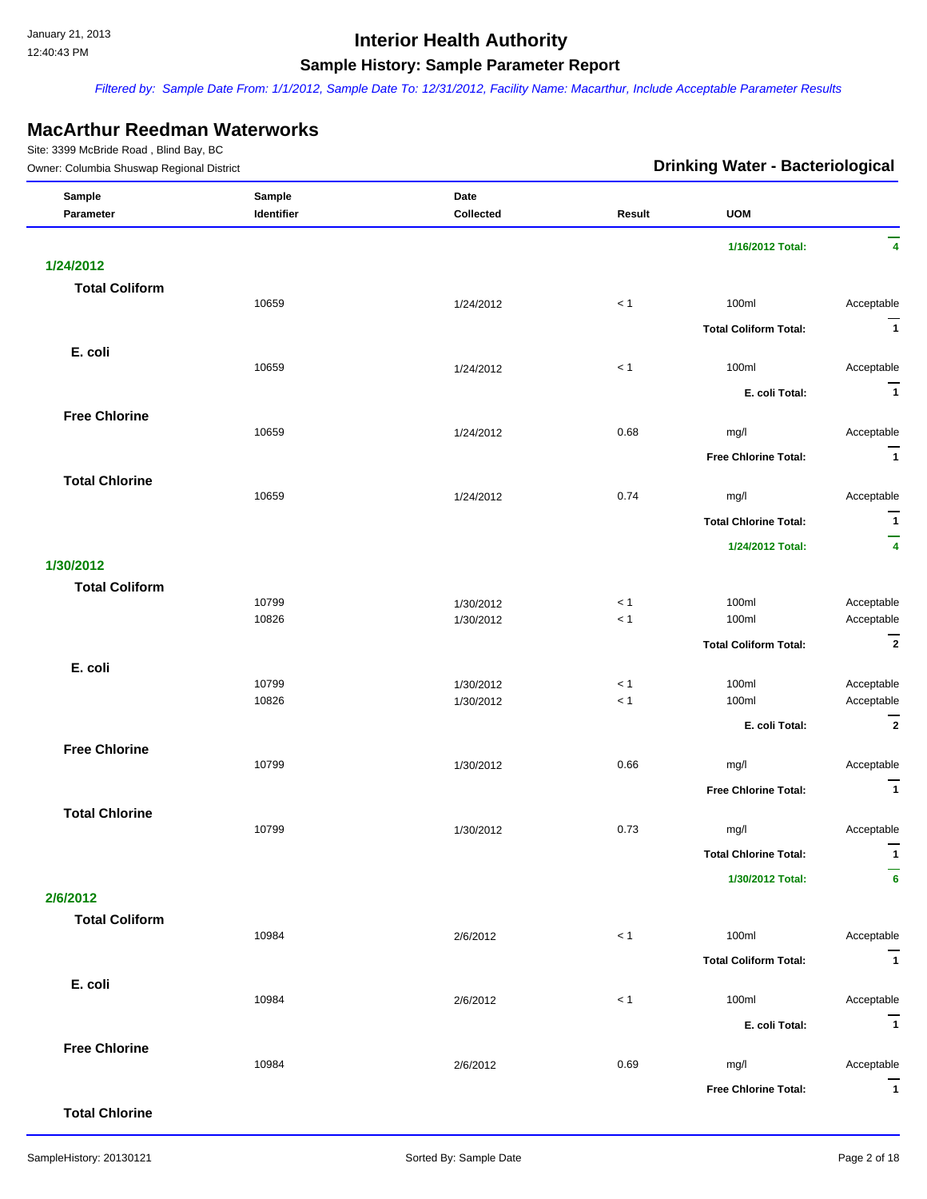# Interior Health Authority

## Sample History: Sample Parameter Report

*Filtered by: Sample Date From: 1/1/2012, Sample Date To: 12/31/2012, Facility Name: Macarthur, Include Acceptable Parameter Results*

## MacArthur Reedman Waterworks

Site: 3399 McBride Road , Blind Bay, BC

Owner: Columbia Shuswap Regional District

### Drinking Water - Bacteriological

| Sample Parameter | Sample Identifier | Date Collected | Result | UOM | |
|---|---|---|---|---|---|
| | | | | **1/16/2012 Total:** | **4** |
| **1/24/2012** | | | | | |
| **Total Coliform** | | | | | |
| | 10659 | 1/24/2012 | < 1 | 100ml | Acceptable |
| | | | | **Total Coliform Total:** | **1** |
| **E. coli** | | | | | |
| | 10659 | 1/24/2012 | < 1 | 100ml | Acceptable |
| | | | | **E. coli Total:** | **1** |
| **Free Chlorine** | | | | | |
| | 10659 | 1/24/2012 | 0.68 | mg/l | Acceptable |
| | | | | **Free Chlorine Total:** | **1** |
| **Total Chlorine** | | | | | |
| | 10659 | 1/24/2012 | 0.74 | mg/l | Acceptable |
| | | | | **Total Chlorine Total:** | **1** |
| | | | | **1/24/2012 Total:** | **4** |
| **1/30/2012** | | | | | |
| **Total Coliform** | | | | | |
| | 10799 | 1/30/2012 | < 1 | 100ml | Acceptable |
| | 10826 | 1/30/2012 | < 1 | 100ml | Acceptable |
| | | | | **Total Coliform Total:** | **2** |
| **E. coli** | | | | | |
| | 10799 | 1/30/2012 | < 1 | 100ml | Acceptable |
| | 10826 | 1/30/2012 | < 1 | 100ml | Acceptable |
| | | | | **E. coli Total:** | **2** |
| **Free Chlorine** | | | | | |
| | 10799 | 1/30/2012 | 0.66 | mg/l | Acceptable |
| | | | | **Free Chlorine Total:** | **1** |
| **Total Chlorine** | | | | | |
| | 10799 | 1/30/2012 | 0.73 | mg/l | Acceptable |
| | | | | **Total Chlorine Total:** | **1** |
| | | | | **1/30/2012 Total:** | **6** |
| **2/6/2012** | | | | | |
| **Total Coliform** | | | | | |
| | 10984 | 2/6/2012 | < 1 | 100ml | Acceptable |
| | | | | **Total Coliform Total:** | **1** |
| **E. coli** | | | | | |
| | 10984 | 2/6/2012 | < 1 | 100ml | Acceptable |
| | | | | **E. coli Total:** | **1** |
| **Free Chlorine** | | | | | |
| | 10984 | 2/6/2012 | 0.69 | mg/l | Acceptable |
| | | | | **Free Chlorine Total:** | **1** |
| **Total Chlorine** | | | | | |

SampleHistory: 20130121 Sorted By: Sample Date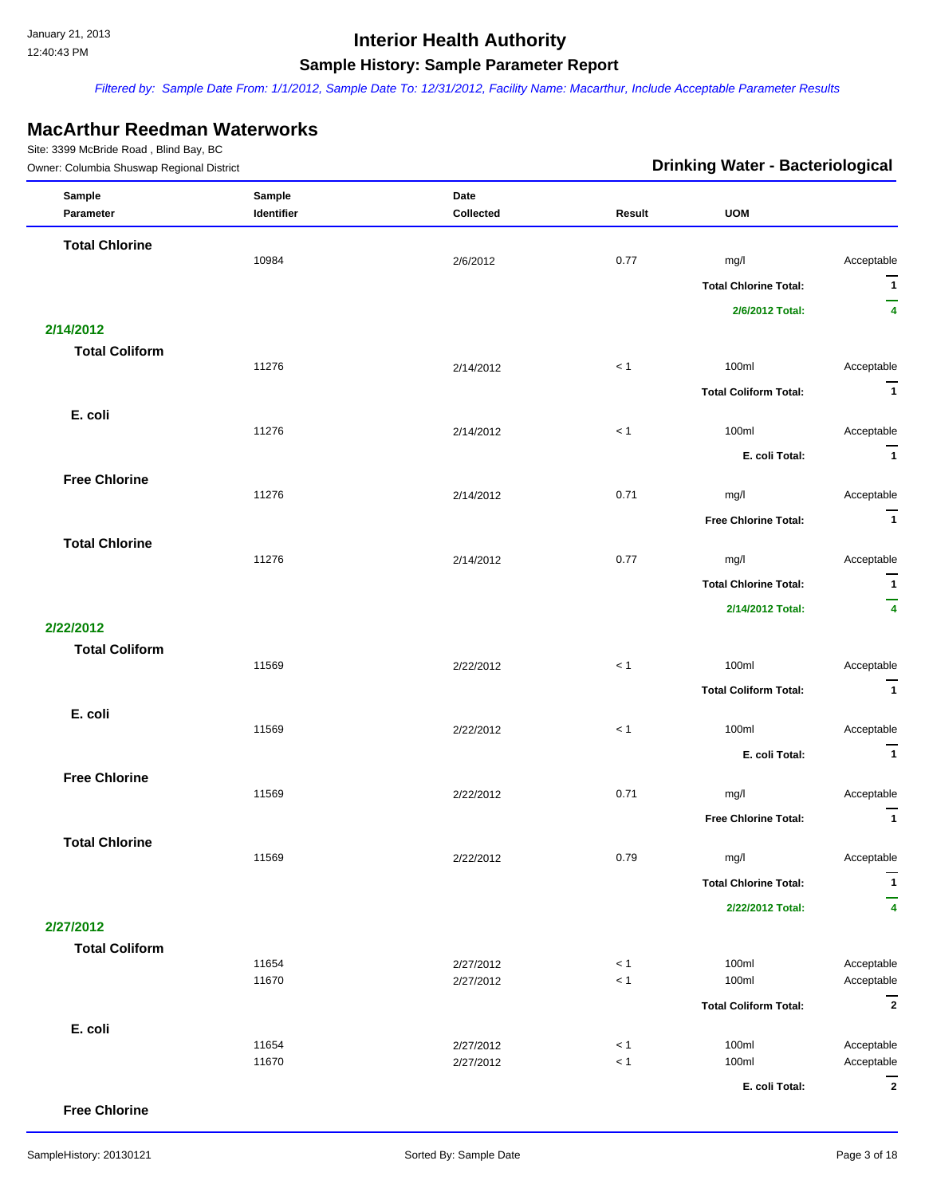# Interior Health Authority

## Sample History: Sample Parameter Report

*Filtered by: Sample Date From: 1/1/2012, Sample Date To: 12/31/2012, Facility Name: Macarthur, Include Acceptable Parameter Results*

## MacArthur Reedman Waterworks

Site: 3399 McBride Road , Blind Bay, BC

Owner: Columbia Shuswap Regional District

### Drinking Water - Bacteriological

| Sample Parameter | Sample Identifier | Date Collected | Result | UOM | |
|---|---|---|---|---|---|
| **Total Chlorine** | | | | | |
| | 10984 | 2/6/2012 | 0.77 | mg/l | Acceptable |
| | | | | **Total Chlorine Total:** | **1** |
| | | | | **2/6/2012 Total:** | **4** |
| **2/14/2012** | | | | | |
| **Total Coliform** | | | | | |
| | 11276 | 2/14/2012 | < 1 | 100ml | Acceptable |
| | | | | **Total Coliform Total:** | **1** |
| **E. coli** | | | | | |
| | 11276 | 2/14/2012 | < 1 | 100ml | Acceptable |
| | | | | **E. coli Total:** | **1** |
| **Free Chlorine** | | | | | |
| | 11276 | 2/14/2012 | 0.71 | mg/l | Acceptable |
| | | | | **Free Chlorine Total:** | **1** |
| **Total Chlorine** | | | | | |
| | 11276 | 2/14/2012 | 0.77 | mg/l | Acceptable |
| | | | | **Total Chlorine Total:** | **1** |
| | | | | **2/14/2012 Total:** | **4** |
| **2/22/2012** | | | | | |
| **Total Coliform** | | | | | |
| | 11569 | 2/22/2012 | < 1 | 100ml | Acceptable |
| | | | | **Total Coliform Total:** | **1** |
| **E. coli** | | | | | |
| | 11569 | 2/22/2012 | < 1 | 100ml | Acceptable |
| | | | | **E. coli Total:** | **1** |
| **Free Chlorine** | | | | | |
| | 11569 | 2/22/2012 | 0.71 | mg/l | Acceptable |
| | | | | **Free Chlorine Total:** | **1** |
| **Total Chlorine** | | | | | |
| | 11569 | 2/22/2012 | 0.79 | mg/l | Acceptable |
| | | | | **Total Chlorine Total:** | **1** |
| | | | | **2/22/2012 Total:** | **4** |
| **2/27/2012** | | | | | |
| **Total Coliform** | | | | | |
| | 11654 | 2/27/2012 | < 1 | 100ml | Acceptable |
| | 11670 | 2/27/2012 | < 1 | 100ml | Acceptable |
| | | | | **Total Coliform Total:** | **2** |
| **E. coli** | | | | | |
| | 11654 | 2/27/2012 | < 1 | 100ml | Acceptable |
| | 11670 | 2/27/2012 | < 1 | 100ml | Acceptable |
| | | | | **E. coli Total:** | **2** |
| **Free Chlorine** | | | | | |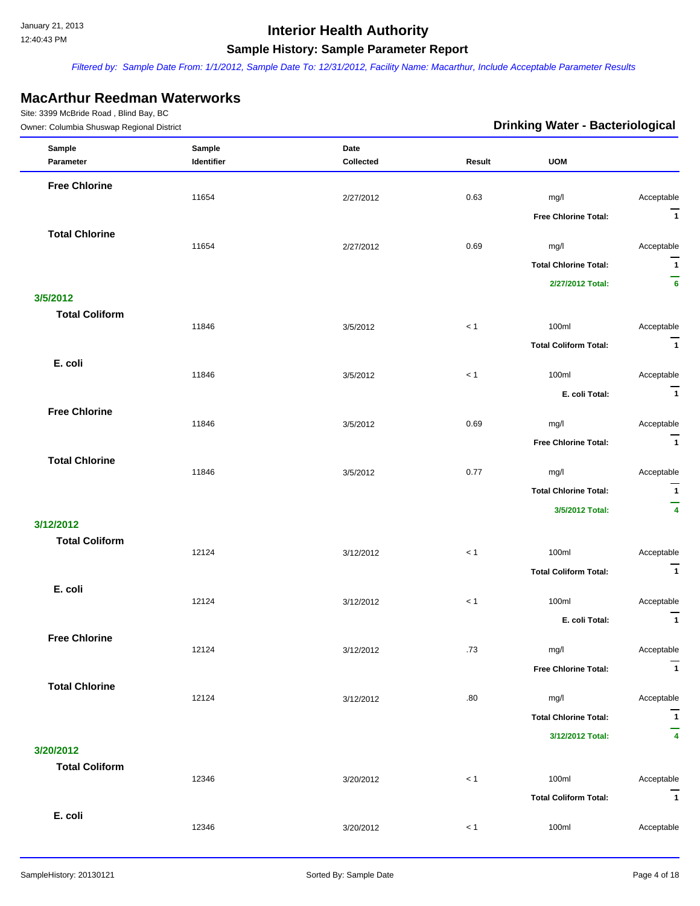# Interior Health Authority

## Sample History: Sample Parameter Report

*Filtered by: Sample Date From: 1/1/2012, Sample Date To: 12/31/2012, Facility Name: Macarthur, Include Acceptable Parameter Results*

## MacArthur Reedman Waterworks

Site: 3399 McBride Road , Blind Bay, BC

Owner: Columbia Shuswap Regional District

### Drinking Water - Bacteriological

| Sample Parameter | Sample Identifier | Date Collected | Result | UOM | |
|---|---|---|---|---|---|
| **Free Chlorine** | | | | | |
| | 11654 | 2/27/2012 | 0.63 | mg/l | Acceptable |
| | | | | **Free Chlorine Total:** | **1** |
| **Total Chlorine** | | | | | |
| | 11654 | 2/27/2012 | 0.69 | mg/l | Acceptable |
| | | | | **Total Chlorine Total:** | **1** |
| | | | | **2/27/2012 Total:** | **6** |
| **3/5/2012** | | | | | |
| **Total Coliform** | | | | | |
| | 11846 | 3/5/2012 | < 1 | 100ml | Acceptable |
| | | | | **Total Coliform Total:** | **1** |
| **E. coli** | | | | | |
| | 11846 | 3/5/2012 | < 1 | 100ml | Acceptable |
| | | | | **E. coli Total:** | **1** |
| **Free Chlorine** | | | | | |
| | 11846 | 3/5/2012 | 0.69 | mg/l | Acceptable |
| | | | | **Free Chlorine Total:** | **1** |
| **Total Chlorine** | | | | | |
| | 11846 | 3/5/2012 | 0.77 | mg/l | Acceptable |
| | | | | **Total Chlorine Total:** | **1** |
| | | | | **3/5/2012 Total:** | **4** |
| **3/12/2012** | | | | | |
| **Total Coliform** | | | | | |
| | 12124 | 3/12/2012 | < 1 | 100ml | Acceptable |
| | | | | **Total Coliform Total:** | **1** |
| **E. coli** | | | | | |
| | 12124 | 3/12/2012 | < 1 | 100ml | Acceptable |
| | | | | **E. coli Total:** | **1** |
| **Free Chlorine** | | | | | |
| | 12124 | 3/12/2012 | .73 | mg/l | Acceptable |
| | | | | **Free Chlorine Total:** | **1** |
| **Total Chlorine** | | | | | |
| | 12124 | 3/12/2012 | .80 | mg/l | Acceptable |
| | | | | **Total Chlorine Total:** | **1** |
| | | | | **3/12/2012 Total:** | **4** |
| **3/20/2012** | | | | | |
| **Total Coliform** | | | | | |
| | 12346 | 3/20/2012 | < 1 | 100ml | Acceptable |
| | | | | **Total Coliform Total:** | **1** |
| **E. coli** | | | | | |
| | 12346 | 3/20/2012 | < 1 | 100ml | Acceptable |

Sorted By: Sample Date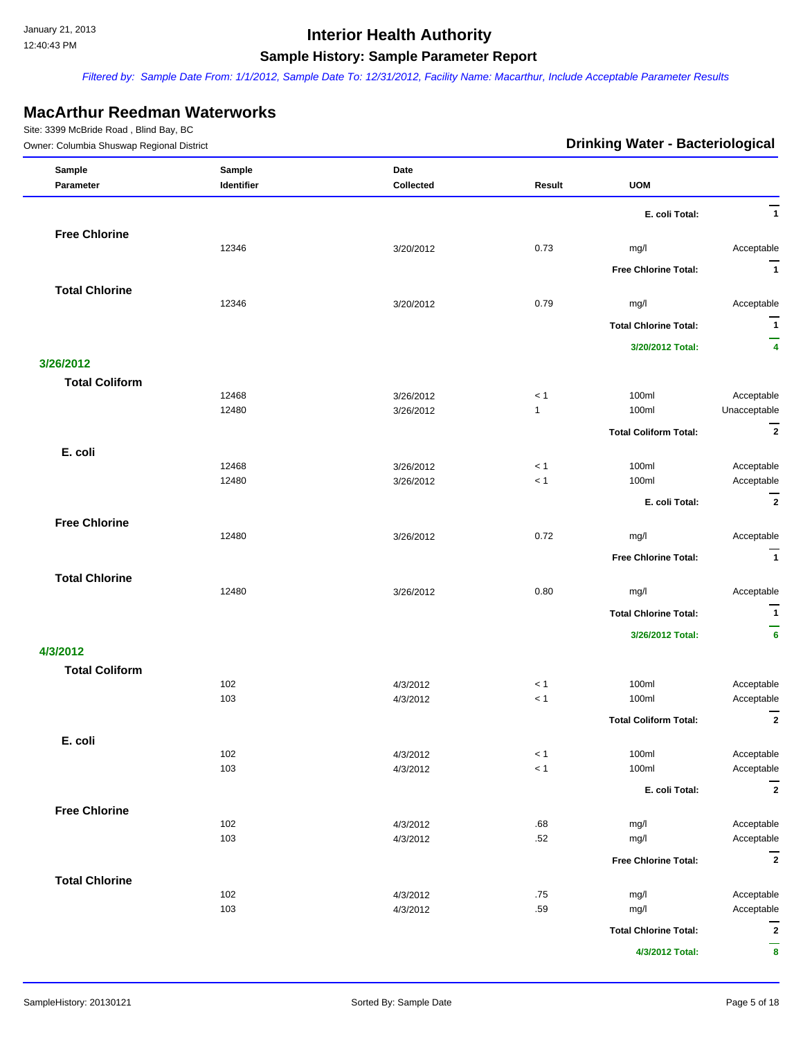# Interior Health Authority

## Sample History: Sample Parameter Report

*Filtered by: Sample Date From: 1/1/2012, Sample Date To: 12/31/2012, Facility Name: Macarthur, Include Acceptable Parameter Results*

## MacArthur Reedman Waterworks

Site: 3399 McBride Road , Blind Bay, BC

Owner: Columbia Shuswap Regional District

### Drinking Water - Bacteriological

| Sample Parameter | Sample Identifier | Date Collected | Result | UOM | |
|---|---|---|---|---|---|
| | | | | **E. coli Total:** | **1** |
| **Free Chlorine** | | | | | |
| | 12346 | 3/20/2012 | 0.73 | mg/l | Acceptable |
| | | | | **Free Chlorine Total:** | **1** |
| **Total Chlorine** | | | | | |
| | 12346 | 3/20/2012 | 0.79 | mg/l | Acceptable |
| | | | | **Total Chlorine Total:** | **1** |
| | | | | **3/20/2012 Total:** | **4** |
| **3/26/2012** | | | | | |
| **Total Coliform** | | | | | |
| | 12468 | 3/26/2012 | < 1 | 100ml | Acceptable |
| | 12480 | 3/26/2012 | 1 | 100ml | Unacceptable |
| | | | | **Total Coliform Total:** | **2** |
| **E. coli** | | | | | |
| | 12468 | 3/26/2012 | < 1 | 100ml | Acceptable |
| | 12480 | 3/26/2012 | < 1 | 100ml | Acceptable |
| | | | | **E. coli Total:** | **2** |
| **Free Chlorine** | | | | | |
| | 12480 | 3/26/2012 | 0.72 | mg/l | Acceptable |
| | | | | **Free Chlorine Total:** | **1** |
| **Total Chlorine** | | | | | |
| | 12480 | 3/26/2012 | 0.80 | mg/l | Acceptable |
| | | | | **Total Chlorine Total:** | **1** |
| | | | | **3/26/2012 Total:** | **6** |
| **4/3/2012** | | | | | |
| **Total Coliform** | | | | | |
| | 102 | 4/3/2012 | < 1 | 100ml | Acceptable |
| | 103 | 4/3/2012 | < 1 | 100ml | Acceptable |
| | | | | **Total Coliform Total:** | **2** |
| **E. coli** | | | | | |
| | 102 | 4/3/2012 | < 1 | 100ml | Acceptable |
| | 103 | 4/3/2012 | < 1 | 100ml | Acceptable |
| | | | | **E. coli Total:** | **2** |
| **Free Chlorine** | | | | | |
| | 102 | 4/3/2012 | .68 | mg/l | Acceptable |
| | 103 | 4/3/2012 | .52 | mg/l | Acceptable |
| | | | | **Free Chlorine Total:** | **2** |
| **Total Chlorine** | | | | | |
| | 102 | 4/3/2012 | .75 | mg/l | Acceptable |
| | 103 | 4/3/2012 | .59 | mg/l | Acceptable |
| | | | | **Total Chlorine Total:** | **2** |
| | | | | **4/3/2012 Total:** | **8** |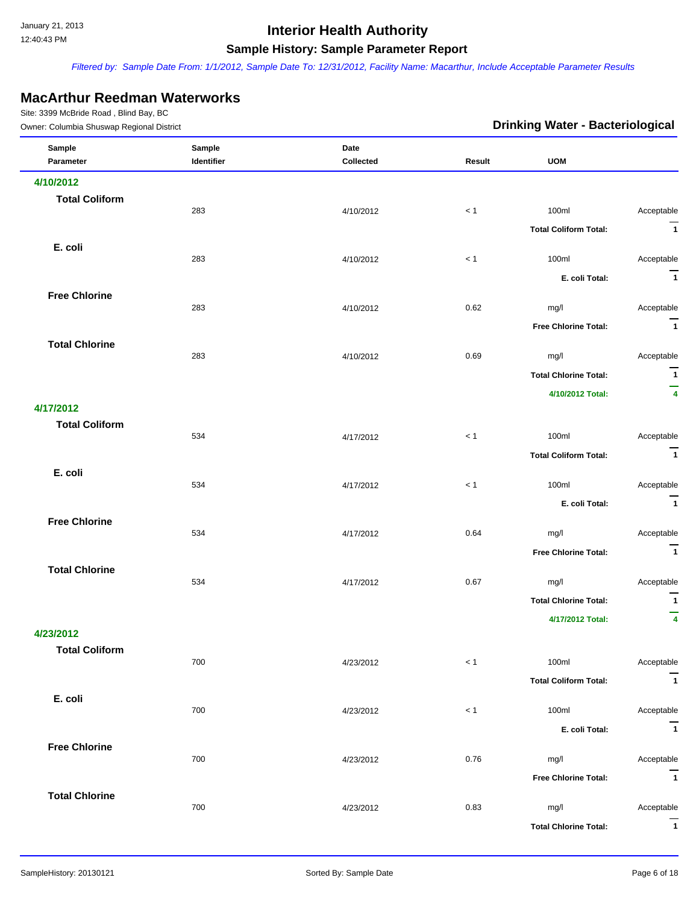# Interior Health Authority

## Sample History: Sample Parameter Report

*Filtered by: Sample Date From: 1/1/2012, Sample Date To: 12/31/2012, Facility Name: Macarthur, Include Acceptable Parameter Results*

## MacArthur Reedman Waterworks

Site: 3399 McBride Road , Blind Bay, BC

Owner: Columbia Shuswap Regional District

**Drinking Water - Bacteriological**

| Sample Parameter | Sample Identifier | Date Collected | Result | UOM | |
|---|---|---|---|---|---|
| **4/10/2012** | | | | | |
| **Total Coliform** | | | | | |
| | 283 | 4/10/2012 | < 1 | 100ml | Acceptable |
| | | | | **Total Coliform Total:** | **1** |
| **E. coli** | | | | | |
| | 283 | 4/10/2012 | < 1 | 100ml | Acceptable |
| | | | | **E. coli Total:** | **1** |
| **Free Chlorine** | | | | | |
| | 283 | 4/10/2012 | 0.62 | mg/l | Acceptable |
| | | | | **Free Chlorine Total:** | **1** |
| **Total Chlorine** | | | | | |
| | 283 | 4/10/2012 | 0.69 | mg/l | Acceptable |
| | | | | **Total Chlorine Total:** | **1** |
| | | | | **4/10/2012 Total:** | **4** |
| **4/17/2012** | | | | | |
| **Total Coliform** | | | | | |
| | 534 | 4/17/2012 | < 1 | 100ml | Acceptable |
| | | | | **Total Coliform Total:** | **1** |
| **E. coli** | | | | | |
| | 534 | 4/17/2012 | < 1 | 100ml | Acceptable |
| | | | | **E. coli Total:** | **1** |
| **Free Chlorine** | | | | | |
| | 534 | 4/17/2012 | 0.64 | mg/l | Acceptable |
| | | | | **Free Chlorine Total:** | **1** |
| **Total Chlorine** | | | | | |
| | 534 | 4/17/2012 | 0.67 | mg/l | Acceptable |
| | | | | **Total Chlorine Total:** | **1** |
| | | | | **4/17/2012 Total:** | **4** |
| **4/23/2012** | | | | | |
| **Total Coliform** | | | | | |
| | 700 | 4/23/2012 | < 1 | 100ml | Acceptable |
| | | | | **Total Coliform Total:** | **1** |
| **E. coli** | | | | | |
| | 700 | 4/23/2012 | < 1 | 100ml | Acceptable |
| | | | | **E. coli Total:** | **1** |
| **Free Chlorine** | | | | | |
| | 700 | 4/23/2012 | 0.76 | mg/l | Acceptable |
| | | | | **Free Chlorine Total:** | **1** |
| **Total Chlorine** | | | | | |
| | 700 | 4/23/2012 | 0.83 | mg/l | Acceptable |
| | | | | **Total Chlorine Total:** | **1** |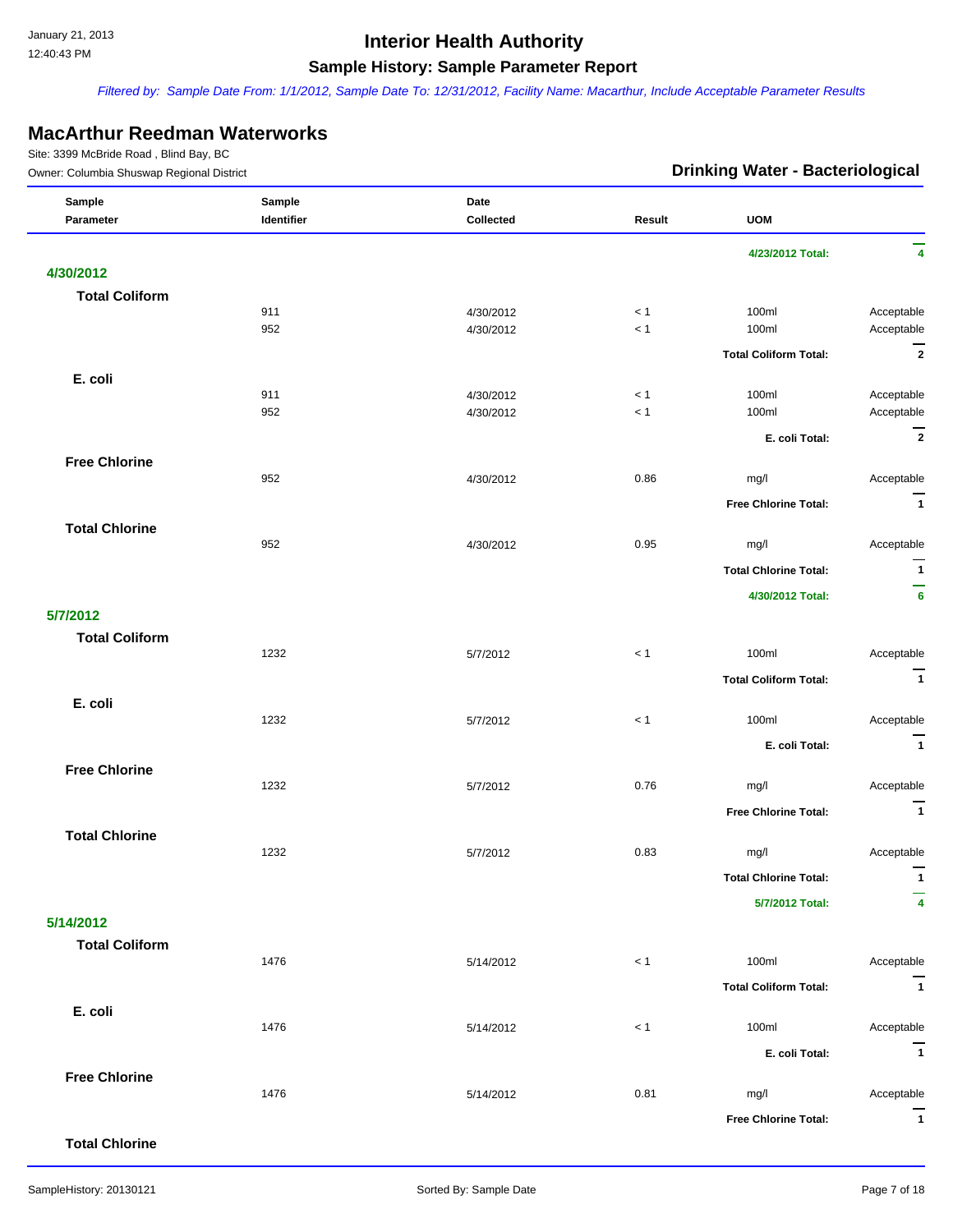## Interior Health Authority

### Sample History: Sample Parameter Report

*Filtered by: Sample Date From: 1/1/2012, Sample Date To: 12/31/2012, Facility Name: Macarthur, Include Acceptable Parameter Results*

## MacArthur Reedman Waterworks

Site: 3399 McBride Road , Blind Bay, BC

Owner: Columbia Shuswap Regional District

**Drinking Water - Bacteriological**

| Sample Parameter | Sample Identifier | Date Collected | Result | UOM | |
|---|---|---|---|---|---|
| | | | | **4/23/2012 Total:** | **4** |
| **4/30/2012** | | | | | |
| **Total Coliform** | | | | | |
| | 911 | 4/30/2012 | < 1 | 100ml | Acceptable |
| | 952 | 4/30/2012 | < 1 | 100ml | Acceptable |
| | | | | **Total Coliform Total:** | **2** |
| **E. coli** | | | | | |
| | 911 | 4/30/2012 | < 1 | 100ml | Acceptable |
| | 952 | 4/30/2012 | < 1 | 100ml | Acceptable |
| | | | | **E. coli Total:** | **2** |
| **Free Chlorine** | | | | | |
| | 952 | 4/30/2012 | 0.86 | mg/l | Acceptable |
| | | | | **Free Chlorine Total:** | **1** |
| **Total Chlorine** | | | | | |
| | 952 | 4/30/2012 | 0.95 | mg/l | Acceptable |
| | | | | **Total Chlorine Total:** | **1** |
| | | | | **4/30/2012 Total:** | **6** |
| **5/7/2012** | | | | | |
| **Total Coliform** | | | | | |
| | 1232 | 5/7/2012 | < 1 | 100ml | Acceptable |
| | | | | **Total Coliform Total:** | **1** |
| **E. coli** | | | | | |
| | 1232 | 5/7/2012 | < 1 | 100ml | Acceptable |
| | | | | **E. coli Total:** | **1** |
| **Free Chlorine** | | | | | |
| | 1232 | 5/7/2012 | 0.76 | mg/l | Acceptable |
| | | | | **Free Chlorine Total:** | **1** |
| **Total Chlorine** | | | | | |
| | 1232 | 5/7/2012 | 0.83 | mg/l | Acceptable |
| | | | | **Total Chlorine Total:** | **1** |
| | | | | **5/7/2012 Total:** | **4** |
| **5/14/2012** | | | | | |
| **Total Coliform** | | | | | |
| | 1476 | 5/14/2012 | < 1 | 100ml | Acceptable |
| | | | | **Total Coliform Total:** | **1** |
| **E. coli** | | | | | |
| | 1476 | 5/14/2012 | < 1 | 100ml | Acceptable |
| | | | | **E. coli Total:** | **1** |
| **Free Chlorine** | | | | | |
| | 1476 | 5/14/2012 | 0.81 | mg/l | Acceptable |
| | | | | **Free Chlorine Total:** | **1** |
| **Total Chlorine** | | | | | |

SampleHistory: 20130121 — Sorted By: Sample Date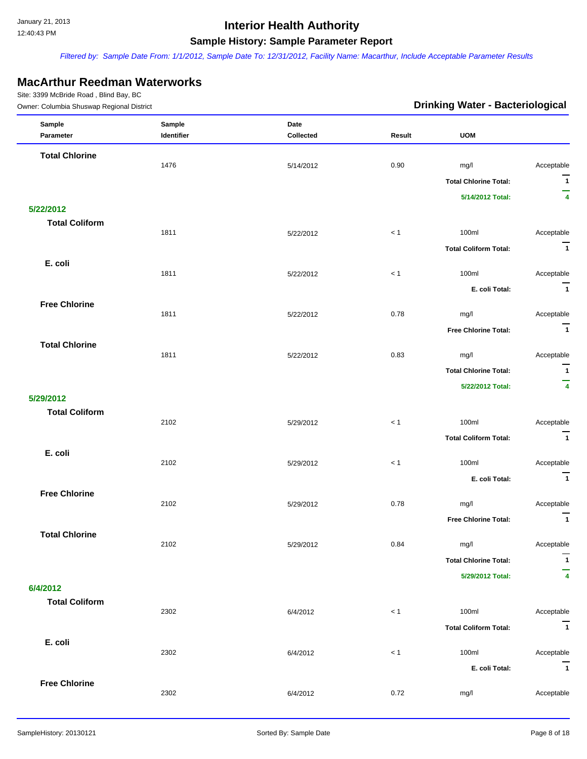# Interior Health Authority

## Sample History: Sample Parameter Report

*Filtered by: Sample Date From: 1/1/2012, Sample Date To: 12/31/2012, Facility Name: Macarthur, Include Acceptable Parameter Results*

## MacArthur Reedman Waterworks

Site: 3399 McBride Road , Blind Bay, BC

Owner: Columbia Shuswap Regional District

**Drinking Water - Bacteriological**

| Sample Parameter | Sample Identifier | Date Collected | Result | UOM | |
|---|---|---|---|---|---|
| **Total Chlorine** | | | | | |
| | 1476 | 5/14/2012 | 0.90 | mg/l | Acceptable |
| | | | | **Total Chlorine Total:** | **1** |
| | | | | **5/14/2012 Total:** | **4** |
| **5/22/2012** | | | | | |
| **Total Coliform** | | | | | |
| | 1811 | 5/22/2012 | < 1 | 100ml | Acceptable |
| | | | | **Total Coliform Total:** | **1** |
| **E. coli** | | | | | |
| | 1811 | 5/22/2012 | < 1 | 100ml | Acceptable |
| | | | | **E. coli Total:** | **1** |
| **Free Chlorine** | | | | | |
| | 1811 | 5/22/2012 | 0.78 | mg/l | Acceptable |
| | | | | **Free Chlorine Total:** | **1** |
| **Total Chlorine** | | | | | |
| | 1811 | 5/22/2012 | 0.83 | mg/l | Acceptable |
| | | | | **Total Chlorine Total:** | **1** |
| | | | | **5/22/2012 Total:** | **4** |
| **5/29/2012** | | | | | |
| **Total Coliform** | | | | | |
| | 2102 | 5/29/2012 | < 1 | 100ml | Acceptable |
| | | | | **Total Coliform Total:** | **1** |
| **E. coli** | | | | | |
| | 2102 | 5/29/2012 | < 1 | 100ml | Acceptable |
| | | | | **E. coli Total:** | **1** |
| **Free Chlorine** | | | | | |
| | 2102 | 5/29/2012 | 0.78 | mg/l | Acceptable |
| | | | | **Free Chlorine Total:** | **1** |
| **Total Chlorine** | | | | | |
| | 2102 | 5/29/2012 | 0.84 | mg/l | Acceptable |
| | | | | **Total Chlorine Total:** | **1** |
| | | | | **5/29/2012 Total:** | **4** |
| **6/4/2012** | | | | | |
| **Total Coliform** | | | | | |
| | 2302 | 6/4/2012 | < 1 | 100ml | Acceptable |
| | | | | **Total Coliform Total:** | **1** |
| **E. coli** | | | | | |
| | 2302 | 6/4/2012 | < 1 | 100ml | Acceptable |
| | | | | **E. coli Total:** | **1** |
| **Free Chlorine** | | | | | |
| | 2302 | 6/4/2012 | 0.72 | mg/l | Acceptable |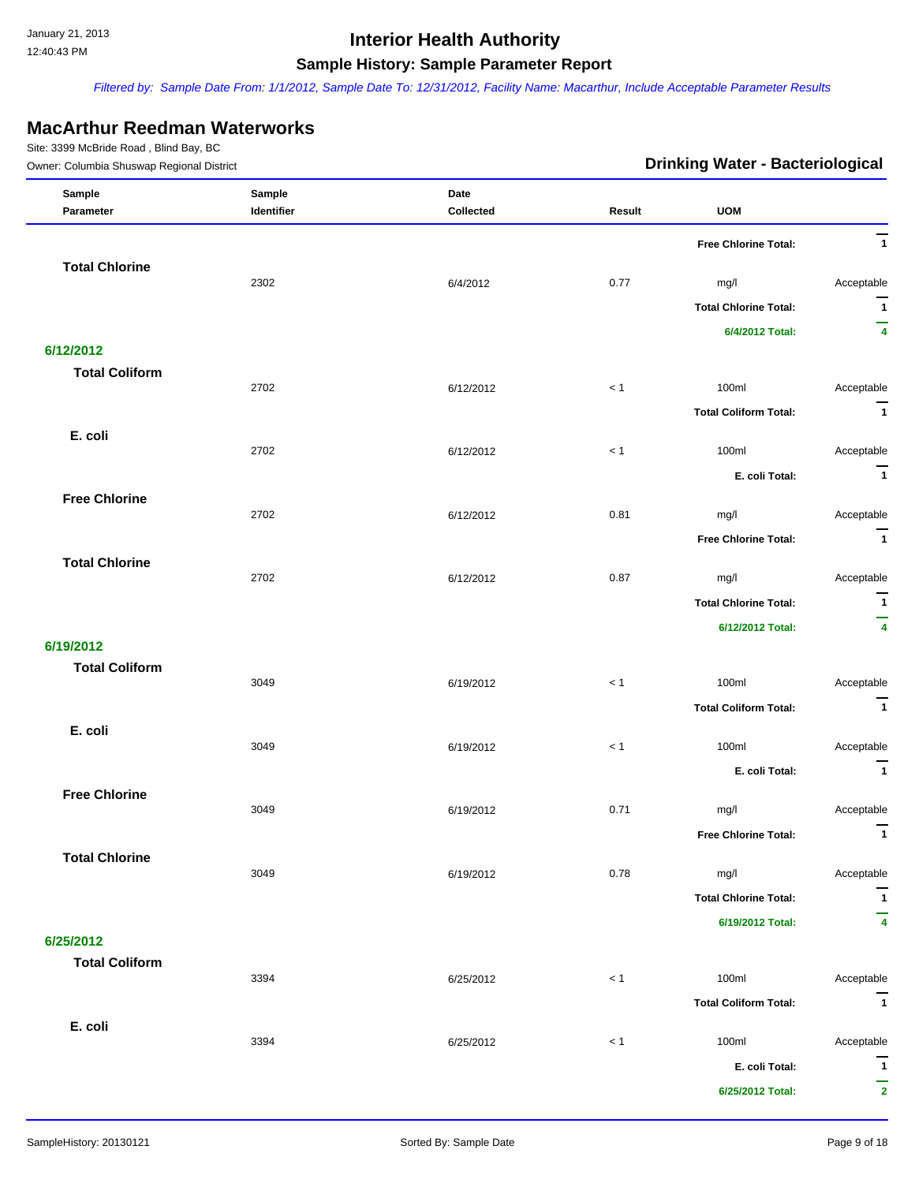# Interior Health Authority

## Sample History: Sample Parameter Report

*Filtered by: Sample Date From: 1/1/2012, Sample Date To: 12/31/2012, Facility Name: Macarthur, Include Acceptable Parameter Results*

## MacArthur Reedman Waterworks

Site: 3399 McBride Road , Blind Bay, BC

Owner: Columbia Shuswap Regional District

**Drinking Water - Bacteriological**

| Sample Parameter | Sample Identifier | Date Collected | Result | UOM | |
|---|---|---|---|---|---|
| | | | | **Free Chlorine Total:** | **1** |
| **Total Chlorine** | | | | | |
| | 2302 | 6/4/2012 | 0.77 | mg/l | Acceptable |
| | | | | **Total Chlorine Total:** | **1** |
| | | | | **6/4/2012 Total:** | **4** |
| **6/12/2012** | | | | | |
| **Total Coliform** | | | | | |
| | 2702 | 6/12/2012 | < 1 | 100ml | Acceptable |
| | | | | **Total Coliform Total:** | **1** |
| **E. coli** | | | | | |
| | 2702 | 6/12/2012 | < 1 | 100ml | Acceptable |
| | | | | **E. coli Total:** | **1** |
| **Free Chlorine** | | | | | |
| | 2702 | 6/12/2012 | 0.81 | mg/l | Acceptable |
| | | | | **Free Chlorine Total:** | **1** |
| **Total Chlorine** | | | | | |
| | 2702 | 6/12/2012 | 0.87 | mg/l | Acceptable |
| | | | | **Total Chlorine Total:** | **1** |
| | | | | **6/12/2012 Total:** | **4** |
| **6/19/2012** | | | | | |
| **Total Coliform** | | | | | |
| | 3049 | 6/19/2012 | < 1 | 100ml | Acceptable |
| | | | | **Total Coliform Total:** | **1** |
| **E. coli** | | | | | |
| | 3049 | 6/19/2012 | < 1 | 100ml | Acceptable |
| | | | | **E. coli Total:** | **1** |
| **Free Chlorine** | | | | | |
| | 3049 | 6/19/2012 | 0.71 | mg/l | Acceptable |
| | | | | **Free Chlorine Total:** | **1** |
| **Total Chlorine** | | | | | |
| | 3049 | 6/19/2012 | 0.78 | mg/l | Acceptable |
| | | | | **Total Chlorine Total:** | **1** |
| | | | | **6/19/2012 Total:** | **4** |
| **6/25/2012** | | | | | |
| **Total Coliform** | | | | | |
| | 3394 | 6/25/2012 | < 1 | 100ml | Acceptable |
| | | | | **Total Coliform Total:** | **1** |
| **E. coli** | | | | | |
| | 3394 | 6/25/2012 | < 1 | 100ml | Acceptable |
| | | | | **E. coli Total:** | **1** |
| | | | | **6/25/2012 Total:** | **2** |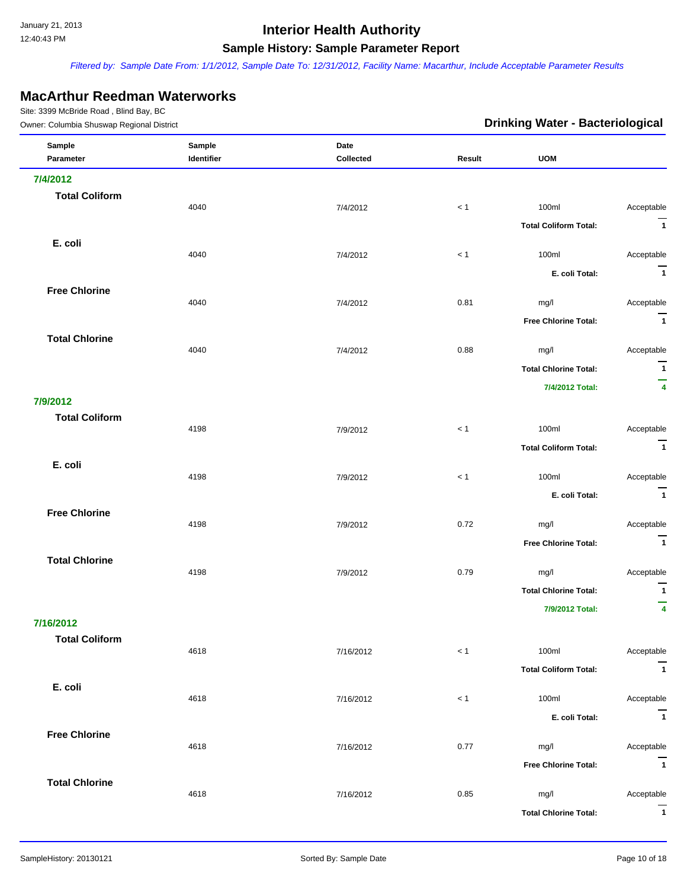# Interior Health Authority

## Sample History: Sample Parameter Report

*Filtered by: Sample Date From: 1/1/2012, Sample Date To: 12/31/2012, Facility Name: Macarthur, Include Acceptable Parameter Results*

## MacArthur Reedman Waterworks

Site: 3399 McBride Road , Blind Bay, BC

Owner: Columbia Shuswap Regional District

### Drinking Water - Bacteriological

| Sample Parameter | Sample Identifier | Date Collected | Result | UOM | |
|---|---|---|---|---|---|
| **7/4/2012** | | | | | |
| **Total Coliform** | | | | | |
| | 4040 | 7/4/2012 | < 1 | 100ml | Acceptable |
| | | | | **Total Coliform Total:** | **1** |
| **E. coli** | | | | | |
| | 4040 | 7/4/2012 | < 1 | 100ml | Acceptable |
| | | | | **E. coli Total:** | **1** |
| **Free Chlorine** | | | | | |
| | 4040 | 7/4/2012 | 0.81 | mg/l | Acceptable |
| | | | | **Free Chlorine Total:** | **1** |
| **Total Chlorine** | | | | | |
| | 4040 | 7/4/2012 | 0.88 | mg/l | Acceptable |
| | | | | **Total Chlorine Total:** | **1** |
| | | | | **7/4/2012 Total:** | **4** |
| **7/9/2012** | | | | | |
| **Total Coliform** | | | | | |
| | 4198 | 7/9/2012 | < 1 | 100ml | Acceptable |
| | | | | **Total Coliform Total:** | **1** |
| **E. coli** | | | | | |
| | 4198 | 7/9/2012 | < 1 | 100ml | Acceptable |
| | | | | **E. coli Total:** | **1** |
| **Free Chlorine** | | | | | |
| | 4198 | 7/9/2012 | 0.72 | mg/l | Acceptable |
| | | | | **Free Chlorine Total:** | **1** |
| **Total Chlorine** | | | | | |
| | 4198 | 7/9/2012 | 0.79 | mg/l | Acceptable |
| | | | | **Total Chlorine Total:** | **1** |
| | | | | **7/9/2012 Total:** | **4** |
| **7/16/2012** | | | | | |
| **Total Coliform** | | | | | |
| | 4618 | 7/16/2012 | < 1 | 100ml | Acceptable |
| | | | | **Total Coliform Total:** | **1** |
| **E. coli** | | | | | |
| | 4618 | 7/16/2012 | < 1 | 100ml | Acceptable |
| | | | | **E. coli Total:** | **1** |
| **Free Chlorine** | | | | | |
| | 4618 | 7/16/2012 | 0.77 | mg/l | Acceptable |
| | | | | **Free Chlorine Total:** | **1** |
| **Total Chlorine** | | | | | |
| | 4618 | 7/16/2012 | 0.85 | mg/l | Acceptable |
| | | | | **Total Chlorine Total:** | **1** |

Sorted By: Sample Date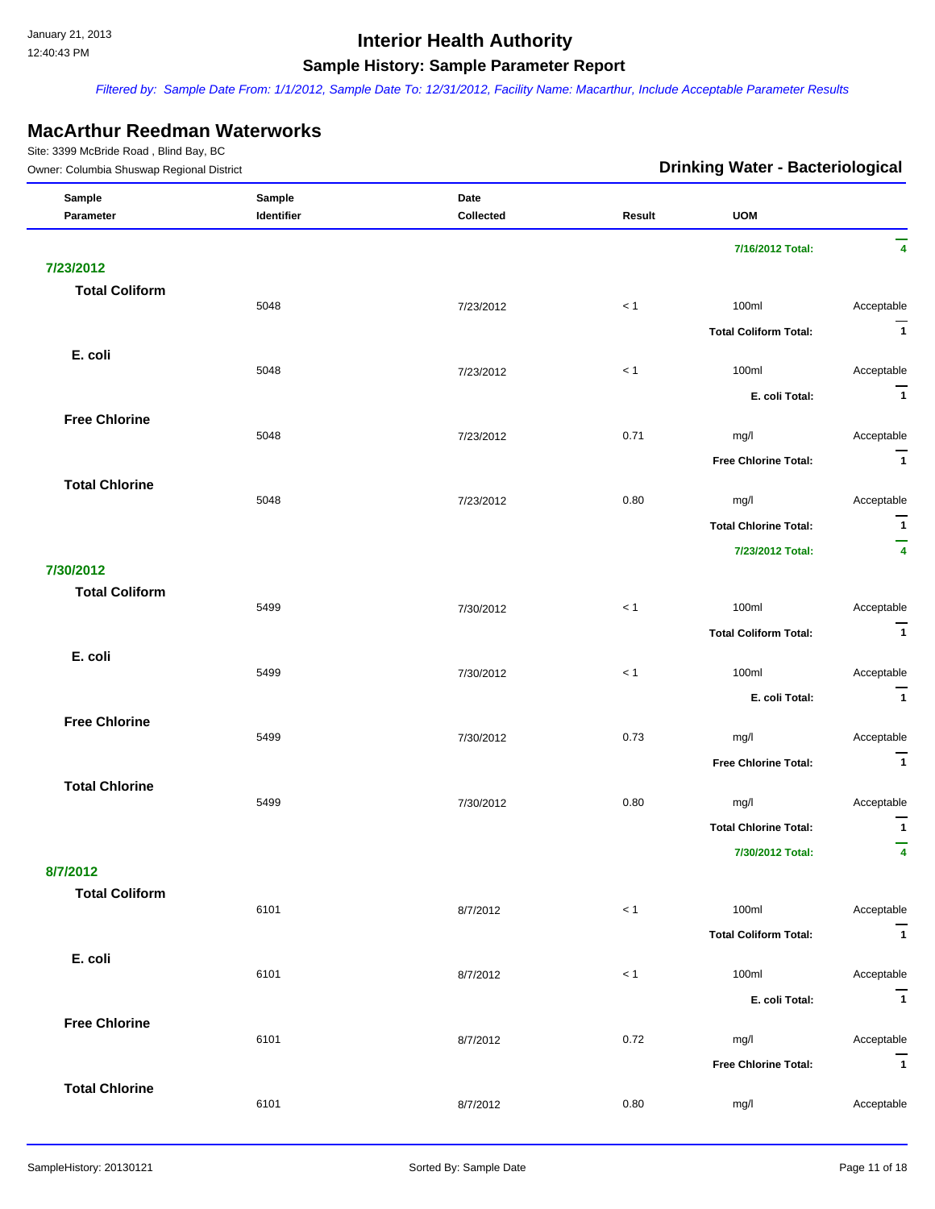# Interior Health Authority

## Sample History: Sample Parameter Report

*Filtered by: Sample Date From: 1/1/2012, Sample Date To: 12/31/2012, Facility Name: Macarthur, Include Acceptable Parameter Results*

## MacArthur Reedman Waterworks

Site: 3399 McBride Road , Blind Bay, BC

Owner: Columbia Shuswap Regional District

### Drinking Water - Bacteriological

| Sample Parameter | Sample Identifier | Date Collected | Result | UOM | |
|---|---|---|---|---|---|
| | | | | **7/16/2012 Total:** | **4** |
| **7/23/2012** | | | | | |
| **Total Coliform** | | | | | |
| | 5048 | 7/23/2012 | < 1 | 100ml | Acceptable |
| | | | | **Total Coliform Total:** | **1** |
| **E. coli** | | | | | |
| | 5048 | 7/23/2012 | < 1 | 100ml | Acceptable |
| | | | | **E. coli Total:** | **1** |
| **Free Chlorine** | | | | | |
| | 5048 | 7/23/2012 | 0.71 | mg/l | Acceptable |
| | | | | **Free Chlorine Total:** | **1** |
| **Total Chlorine** | | | | | |
| | 5048 | 7/23/2012 | 0.80 | mg/l | Acceptable |
| | | | | **Total Chlorine Total:** | **1** |
| | | | | **7/23/2012 Total:** | **4** |
| **7/30/2012** | | | | | |
| **Total Coliform** | | | | | |
| | 5499 | 7/30/2012 | < 1 | 100ml | Acceptable |
| | | | | **Total Coliform Total:** | **1** |
| **E. coli** | | | | | |
| | 5499 | 7/30/2012 | < 1 | 100ml | Acceptable |
| | | | | **E. coli Total:** | **1** |
| **Free Chlorine** | | | | | |
| | 5499 | 7/30/2012 | 0.73 | mg/l | Acceptable |
| | | | | **Free Chlorine Total:** | **1** |
| **Total Chlorine** | | | | | |
| | 5499 | 7/30/2012 | 0.80 | mg/l | Acceptable |
| | | | | **Total Chlorine Total:** | **1** |
| | | | | **7/30/2012 Total:** | **4** |
| **8/7/2012** | | | | | |
| **Total Coliform** | | | | | |
| | 6101 | 8/7/2012 | < 1 | 100ml | Acceptable |
| | | | | **Total Coliform Total:** | **1** |
| **E. coli** | | | | | |
| | 6101 | 8/7/2012 | < 1 | 100ml | Acceptable |
| | | | | **E. coli Total:** | **1** |
| **Free Chlorine** | | | | | |
| | 6101 | 8/7/2012 | 0.72 | mg/l | Acceptable |
| | | | | **Free Chlorine Total:** | **1** |
| **Total Chlorine** | | | | | |
| | 6101 | 8/7/2012 | 0.80 | mg/l | Acceptable |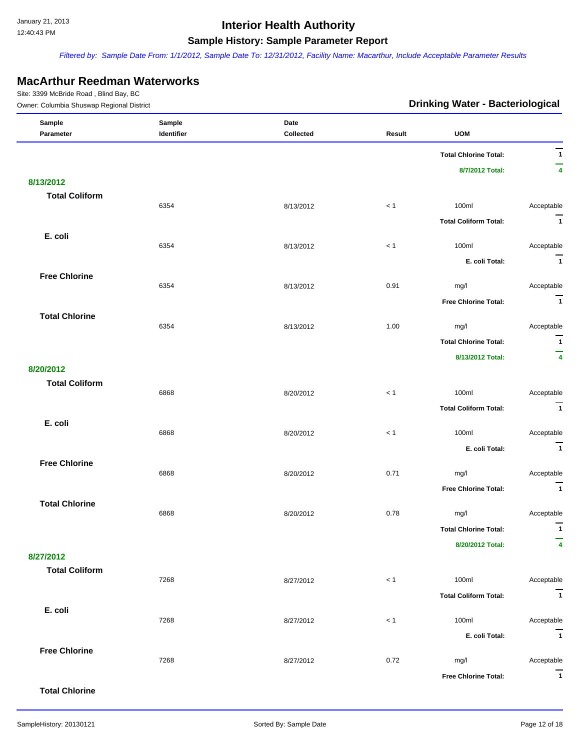# Interior Health Authority

## Sample History: Sample Parameter Report

*Filtered by: Sample Date From: 1/1/2012, Sample Date To: 12/31/2012, Facility Name: Macarthur, Include Acceptable Parameter Results*

## MacArthur Reedman Waterworks

Site: 3399 McBride Road , Blind Bay, BC

Owner: Columbia Shuswap Regional District

**Drinking Water - Bacteriological**

| Sample Parameter | Sample Identifier | Date Collected | Result | UOM | |
|---|---|---|---|---|---|
| | | | | **Total Chlorine Total:** | **1** |
| | | | | **8/7/2012 Total:** | **4** |
| **8/13/2012** | | | | | |
| **Total Coliform** | | | | | |
| | 6354 | 8/13/2012 | < 1 | 100ml | Acceptable |
| | | | | **Total Coliform Total:** | **1** |
| **E. coli** | | | | | |
| | 6354 | 8/13/2012 | < 1 | 100ml | Acceptable |
| | | | | **E. coli Total:** | **1** |
| **Free Chlorine** | | | | | |
| | 6354 | 8/13/2012 | 0.91 | mg/l | Acceptable |
| | | | | **Free Chlorine Total:** | **1** |
| **Total Chlorine** | | | | | |
| | 6354 | 8/13/2012 | 1.00 | mg/l | Acceptable |
| | | | | **Total Chlorine Total:** | **1** |
| | | | | **8/13/2012 Total:** | **4** |
| **8/20/2012** | | | | | |
| **Total Coliform** | | | | | |
| | 6868 | 8/20/2012 | < 1 | 100ml | Acceptable |
| | | | | **Total Coliform Total:** | **1** |
| **E. coli** | | | | | |
| | 6868 | 8/20/2012 | < 1 | 100ml | Acceptable |
| | | | | **E. coli Total:** | **1** |
| **Free Chlorine** | | | | | |
| | 6868 | 8/20/2012 | 0.71 | mg/l | Acceptable |
| | | | | **Free Chlorine Total:** | **1** |
| **Total Chlorine** | | | | | |
| | 6868 | 8/20/2012 | 0.78 | mg/l | Acceptable |
| | | | | **Total Chlorine Total:** | **1** |
| | | | | **8/20/2012 Total:** | **4** |
| **8/27/2012** | | | | | |
| **Total Coliform** | | | | | |
| | 7268 | 8/27/2012 | < 1 | 100ml | Acceptable |
| | | | | **Total Coliform Total:** | **1** |
| **E. coli** | | | | | |
| | 7268 | 8/27/2012 | < 1 | 100ml | Acceptable |
| | | | | **E. coli Total:** | **1** |
| **Free Chlorine** | | | | | |
| | 7268 | 8/27/2012 | 0.72 | mg/l | Acceptable |
| | | | | **Free Chlorine Total:** | **1** |
| **Total Chlorine** | | | | | |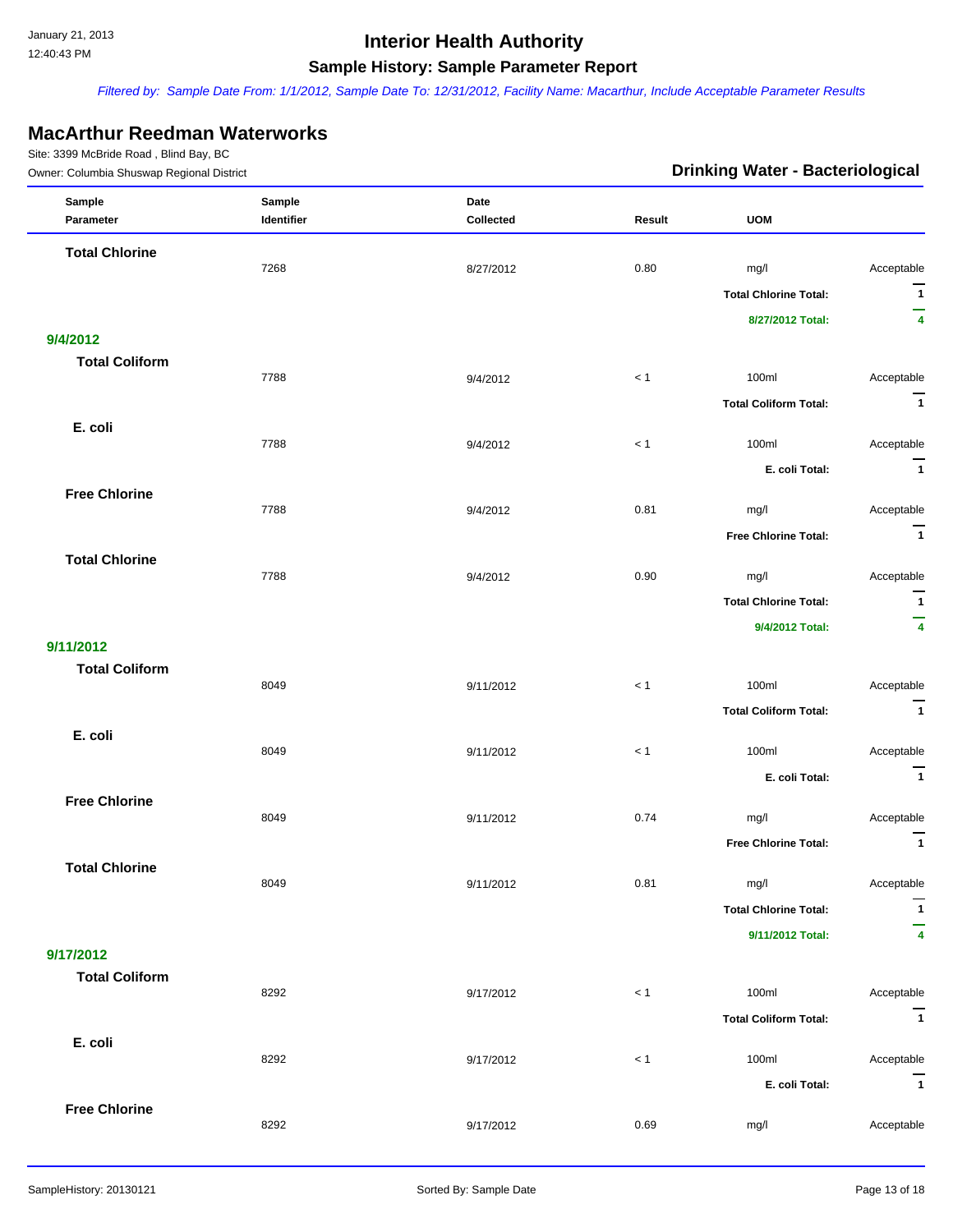# MacArthur Reedman Waterworks

Site: 3399 McBride Road , Blind Bay, BC

Owner: Columbia Shuswap Regional District

## Drinking Water - Bacteriological

| Sample Parameter | Sample Identifier | Date Collected | Result | UOM | |
|---|---|---|---|---|---|
| **Total Chlorine** | | | | | |
| | 7268 | 8/27/2012 | 0.80 | mg/l | Acceptable |
| | | | | **Total Chlorine Total:** | **1** |
| | | | | **8/27/2012 Total:** | **4** |
| **9/4/2012** | | | | | |
| **Total Coliform** | | | | | |
| | 7788 | 9/4/2012 | < 1 | 100ml | Acceptable |
| | | | | **Total Coliform Total:** | **1** |
| **E. coli** | | | | | |
| | 7788 | 9/4/2012 | < 1 | 100ml | Acceptable |
| | | | | **E. coli Total:** | **1** |
| **Free Chlorine** | | | | | |
| | 7788 | 9/4/2012 | 0.81 | mg/l | Acceptable |
| | | | | **Free Chlorine Total:** | **1** |
| **Total Chlorine** | | | | | |
| | 7788 | 9/4/2012 | 0.90 | mg/l | Acceptable |
| | | | | **Total Chlorine Total:** | **1** |
| | | | | **9/4/2012 Total:** | **4** |
| **9/11/2012** | | | | | |
| **Total Coliform** | | | | | |
| | 8049 | 9/11/2012 | < 1 | 100ml | Acceptable |
| | | | | **Total Coliform Total:** | **1** |
| **E. coli** | | | | | |
| | 8049 | 9/11/2012 | < 1 | 100ml | Acceptable |
| | | | | **E. coli Total:** | **1** |
| **Free Chlorine** | | | | | |
| | 8049 | 9/11/2012 | 0.74 | mg/l | Acceptable |
| | | | | **Free Chlorine Total:** | **1** |
| **Total Chlorine** | | | | | |
| | 8049 | 9/11/2012 | 0.81 | mg/l | Acceptable |
| | | | | **Total Chlorine Total:** | **1** |
| | | | | **9/11/2012 Total:** | **4** |
| **9/17/2012** | | | | | |
| **Total Coliform** | | | | | |
| | 8292 | 9/17/2012 | < 1 | 100ml | Acceptable |
| | | | | **Total Coliform Total:** | **1** |
| **E. coli** | | | | | |
| | 8292 | 9/17/2012 | < 1 | 100ml | Acceptable |
| | | | | **E. coli Total:** | **1** |
| **Free Chlorine** | | | | | |
| | 8292 | 9/17/2012 | 0.69 | mg/l | Acceptable |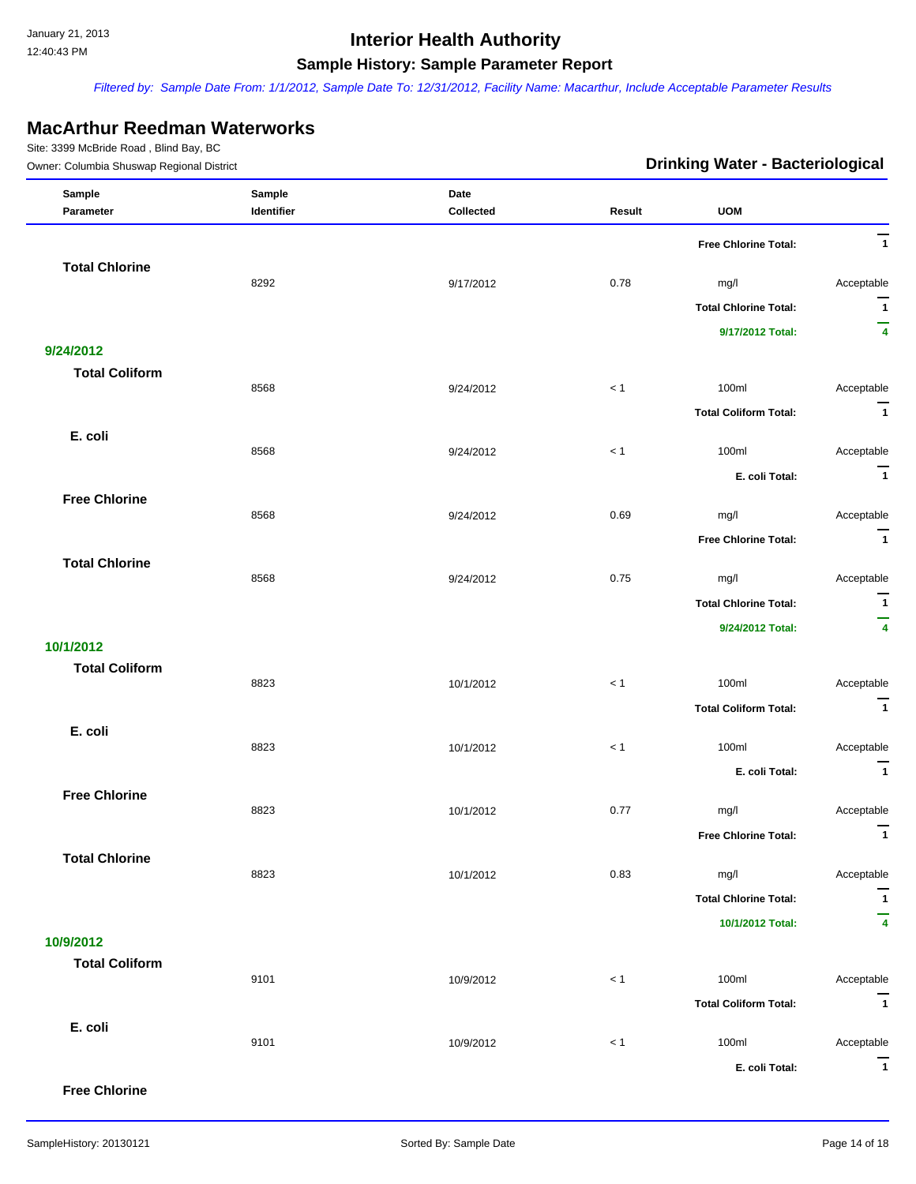# Interior Health Authority

## Sample History: Sample Parameter Report

*Filtered by: Sample Date From: 1/1/2012, Sample Date To: 12/31/2012, Facility Name: Macarthur, Include Acceptable Parameter Results*

## MacArthur Reedman Waterworks

Site: 3399 McBride Road , Blind Bay, BC

Owner: Columbia Shuswap Regional District

**Drinking Water - Bacteriological**

| Sample Parameter | Sample Identifier | Date Collected | Result | UOM | |
|---|---|---|---|---|---|
| | | | | **Free Chlorine Total:** | **1** |
| **Total Chlorine** | | | | | |
| | 8292 | 9/17/2012 | 0.78 | mg/l | Acceptable |
| | | | | **Total Chlorine Total:** | **1** |
| | | | | **9/17/2012 Total:** | **4** |
| **9/24/2012** | | | | | |
| **Total Coliform** | | | | | |
| | 8568 | 9/24/2012 | < 1 | 100ml | Acceptable |
| | | | | **Total Coliform Total:** | **1** |
| **E. coli** | | | | | |
| | 8568 | 9/24/2012 | < 1 | 100ml | Acceptable |
| | | | | **E. coli Total:** | **1** |
| **Free Chlorine** | | | | | |
| | 8568 | 9/24/2012 | 0.69 | mg/l | Acceptable |
| | | | | **Free Chlorine Total:** | **1** |
| **Total Chlorine** | | | | | |
| | 8568 | 9/24/2012 | 0.75 | mg/l | Acceptable |
| | | | | **Total Chlorine Total:** | **1** |
| | | | | **9/24/2012 Total:** | **4** |
| **10/1/2012** | | | | | |
| **Total Coliform** | | | | | |
| | 8823 | 10/1/2012 | < 1 | 100ml | Acceptable |
| | | | | **Total Coliform Total:** | **1** |
| **E. coli** | | | | | |
| | 8823 | 10/1/2012 | < 1 | 100ml | Acceptable |
| | | | | **E. coli Total:** | **1** |
| **Free Chlorine** | | | | | |
| | 8823 | 10/1/2012 | 0.77 | mg/l | Acceptable |
| | | | | **Free Chlorine Total:** | **1** |
| **Total Chlorine** | | | | | |
| | 8823 | 10/1/2012 | 0.83 | mg/l | Acceptable |
| | | | | **Total Chlorine Total:** | **1** |
| | | | | **10/1/2012 Total:** | **4** |
| **10/9/2012** | | | | | |
| **Total Coliform** | | | | | |
| | 9101 | 10/9/2012 | < 1 | 100ml | Acceptable |
| | | | | **Total Coliform Total:** | **1** |
| **E. coli** | | | | | |
| | 9101 | 10/9/2012 | < 1 | 100ml | Acceptable |
| | | | | **E. coli Total:** | **1** |
| **Free Chlorine** | | | | | |

Sorted By: Sample Date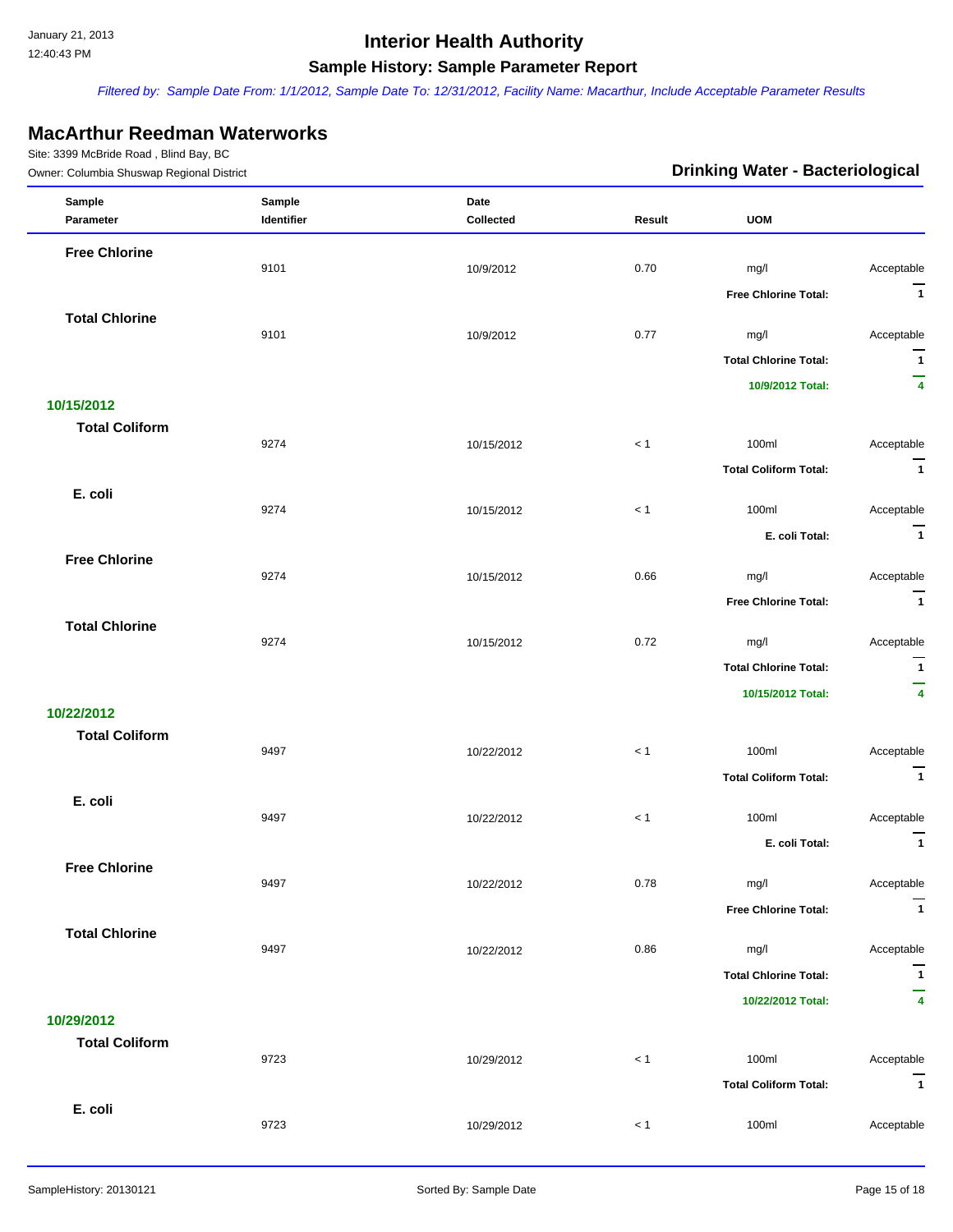January 21, 2013
12:40:43 PM

# Interior Health Authority

## Sample History: Sample Parameter Report

*Filtered by: Sample Date From: 1/1/2012, Sample Date To: 12/31/2012, Facility Name: Macarthur, Include Acceptable Parameter Results*

## MacArthur Reedman Waterworks

Site: 3399 McBride Road , Blind Bay, BC
Owner: Columbia Shuswap Regional District

**Drinking Water - Bacteriological**

| Sample Parameter | Sample Identifier | Date Collected | Result | UOM | |
|---|---|---|---|---|---|
| **Free Chlorine** | | | | | |
| | 9101 | 10/9/2012 | 0.70 | mg/l | Acceptable |
| | | | | **Free Chlorine Total:** | **1** |
| **Total Chlorine** | | | | | |
| | 9101 | 10/9/2012 | 0.77 | mg/l | Acceptable |
| | | | | **Total Chlorine Total:** | **1** |
| | | | | **10/9/2012 Total:** | **4** |
| **10/15/2012** | | | | | |
| **Total Coliform** | | | | | |
| | 9274 | 10/15/2012 | < 1 | 100ml | Acceptable |
| | | | | **Total Coliform Total:** | **1** |
| **E. coli** | | | | | |
| | 9274 | 10/15/2012 | < 1 | 100ml | Acceptable |
| | | | | **E. coli Total:** | **1** |
| **Free Chlorine** | | | | | |
| | 9274 | 10/15/2012 | 0.66 | mg/l | Acceptable |
| | | | | **Free Chlorine Total:** | **1** |
| **Total Chlorine** | | | | | |
| | 9274 | 10/15/2012 | 0.72 | mg/l | Acceptable |
| | | | | **Total Chlorine Total:** | **1** |
| | | | | **10/15/2012 Total:** | **4** |
| **10/22/2012** | | | | | |
| **Total Coliform** | | | | | |
| | 9497 | 10/22/2012 | < 1 | 100ml | Acceptable |
| | | | | **Total Coliform Total:** | **1** |
| **E. coli** | | | | | |
| | 9497 | 10/22/2012 | < 1 | 100ml | Acceptable |
| | | | | **E. coli Total:** | **1** |
| **Free Chlorine** | | | | | |
| | 9497 | 10/22/2012 | 0.78 | mg/l | Acceptable |
| | | | | **Free Chlorine Total:** | **1** |
| **Total Chlorine** | | | | | |
| | 9497 | 10/22/2012 | 0.86 | mg/l | Acceptable |
| | | | | **Total Chlorine Total:** | **1** |
| | | | | **10/22/2012 Total:** | **4** |
| **10/29/2012** | | | | | |
| **Total Coliform** | | | | | |
| | 9723 | 10/29/2012 | < 1 | 100ml | Acceptable |
| | | | | **Total Coliform Total:** | **1** |
| **E. coli** | | | | | |
| | 9723 | 10/29/2012 | < 1 | 100ml | Acceptable |

SampleHistory: 20130121 | Sorted By: Sample Date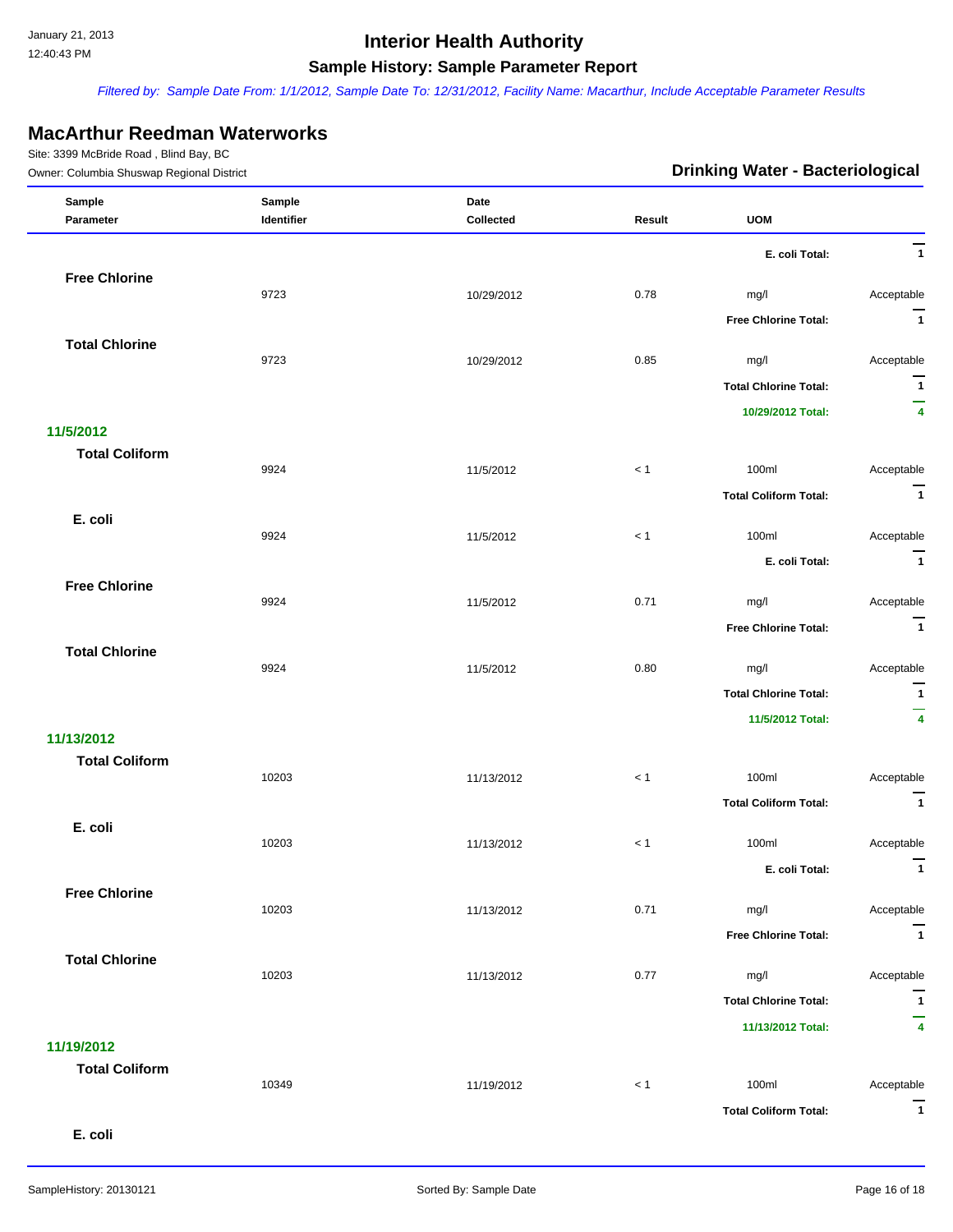## MacArthur Reedman Waterworks

Site: 3399 McBride Road , Blind Bay, BC

Owner: Columbia Shuswap Regional District

**Drinking Water - Bacteriological**

| Sample Parameter | Sample Identifier | Date Collected | Result | UOM | |
|---|---|---|---|---|---|
| | | | | **E. coli Total:** | **1** |
| **Free Chlorine** | | | | | |
| | 9723 | 10/29/2012 | 0.78 | mg/l | Acceptable |
| | | | | **Free Chlorine Total:** | **1** |
| **Total Chlorine** | | | | | |
| | 9723 | 10/29/2012 | 0.85 | mg/l | Acceptable |
| | | | | **Total Chlorine Total:** | **1** |
| | | | | **10/29/2012 Total:** | **4** |
| **11/5/2012** | | | | | |
| **Total Coliform** | | | | | |
| | 9924 | 11/5/2012 | < 1 | 100ml | Acceptable |
| | | | | **Total Coliform Total:** | **1** |
| **E. coli** | | | | | |
| | 9924 | 11/5/2012 | < 1 | 100ml | Acceptable |
| | | | | **E. coli Total:** | **1** |
| **Free Chlorine** | | | | | |
| | 9924 | 11/5/2012 | 0.71 | mg/l | Acceptable |
| | | | | **Free Chlorine Total:** | **1** |
| **Total Chlorine** | | | | | |
| | 9924 | 11/5/2012 | 0.80 | mg/l | Acceptable |
| | | | | **Total Chlorine Total:** | **1** |
| | | | | **11/5/2012 Total:** | **4** |
| **11/13/2012** | | | | | |
| **Total Coliform** | | | | | |
| | 10203 | 11/13/2012 | < 1 | 100ml | Acceptable |
| | | | | **Total Coliform Total:** | **1** |
| **E. coli** | | | | | |
| | 10203 | 11/13/2012 | < 1 | 100ml | Acceptable |
| | | | | **E. coli Total:** | **1** |
| **Free Chlorine** | | | | | |
| | 10203 | 11/13/2012 | 0.71 | mg/l | Acceptable |
| | | | | **Free Chlorine Total:** | **1** |
| **Total Chlorine** | | | | | |
| | 10203 | 11/13/2012 | 0.77 | mg/l | Acceptable |
| | | | | **Total Chlorine Total:** | **1** |
| | | | | **11/13/2012 Total:** | **4** |
| **11/19/2012** | | | | | |
| **Total Coliform** | | | | | |
| | 10349 | 11/19/2012 | < 1 | 100ml | Acceptable |
| | | | | **Total Coliform Total:** | **1** |
| **E. coli** | | | | | |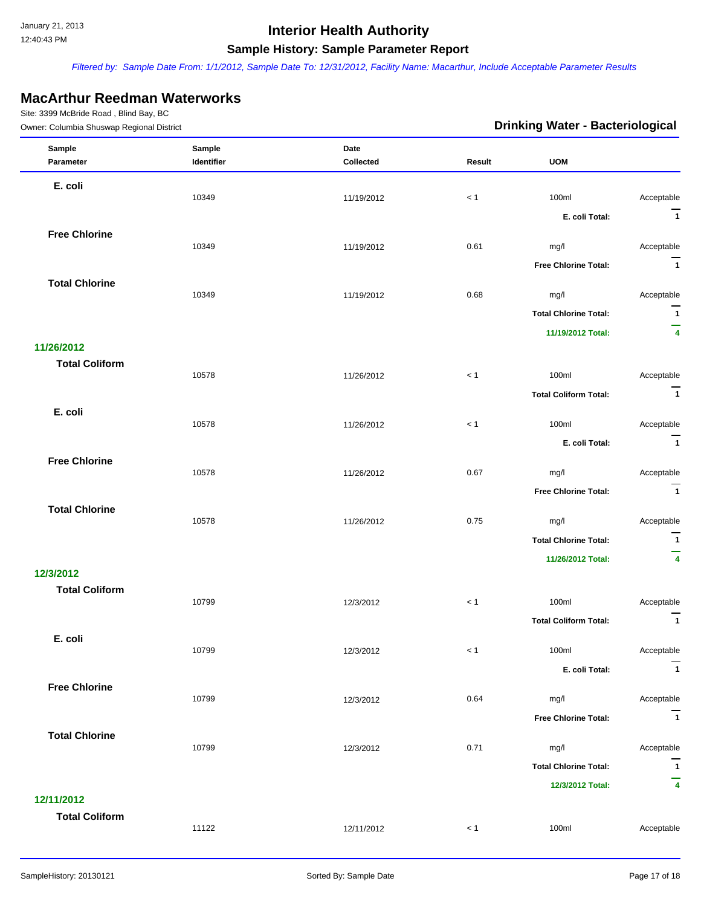## Interior Health Authority

### Sample History: Sample Parameter Report

*Filtered by: Sample Date From: 1/1/2012, Sample Date To: 12/31/2012, Facility Name: Macarthur, Include Acceptable Parameter Results*

# MacArthur Reedman Waterworks

Site: 3399 McBride Road , Blind Bay, BC

Owner: Columbia Shuswap Regional District

**Drinking Water - Bacteriological**

| Sample Parameter | Sample Identifier | Date Collected | Result | UOM | |
|---|---|---|---|---|---|
| **E. coli** | | | | | |
| | 10349 | 11/19/2012 | < 1 | 100ml | Acceptable |
| | | | | **E. coli Total:** | **1** |
| **Free Chlorine** | | | | | |
| | 10349 | 11/19/2012 | 0.61 | mg/l | Acceptable |
| | | | | **Free Chlorine Total:** | **1** |
| **Total Chlorine** | | | | | |
| | 10349 | 11/19/2012 | 0.68 | mg/l | Acceptable |
| | | | | **Total Chlorine Total:** | **1** |
| | | | | **11/19/2012 Total:** | **4** |
| **11/26/2012** | | | | | |
| **Total Coliform** | | | | | |
| | 10578 | 11/26/2012 | < 1 | 100ml | Acceptable |
| | | | | **Total Coliform Total:** | **1** |
| **E. coli** | | | | | |
| | 10578 | 11/26/2012 | < 1 | 100ml | Acceptable |
| | | | | **E. coli Total:** | **1** |
| **Free Chlorine** | | | | | |
| | 10578 | 11/26/2012 | 0.67 | mg/l | Acceptable |
| | | | | **Free Chlorine Total:** | **1** |
| **Total Chlorine** | | | | | |
| | 10578 | 11/26/2012 | 0.75 | mg/l | Acceptable |
| | | | | **Total Chlorine Total:** | **1** |
| | | | | **11/26/2012 Total:** | **4** |
| **12/3/2012** | | | | | |
| **Total Coliform** | | | | | |
| | 10799 | 12/3/2012 | < 1 | 100ml | Acceptable |
| | | | | **Total Coliform Total:** | **1** |
| **E. coli** | | | | | |
| | 10799 | 12/3/2012 | < 1 | 100ml | Acceptable |
| | | | | **E. coli Total:** | **1** |
| **Free Chlorine** | | | | | |
| | 10799 | 12/3/2012 | 0.64 | mg/l | Acceptable |
| | | | | **Free Chlorine Total:** | **1** |
| **Total Chlorine** | | | | | |
| | 10799 | 12/3/2012 | 0.71 | mg/l | Acceptable |
| | | | | **Total Chlorine Total:** | **1** |
| | | | | **12/3/2012 Total:** | **4** |
| **12/11/2012** | | | | | |
| **Total Coliform** | | | | | |
| | 11122 | 12/11/2012 | < 1 | 100ml | Acceptable |

Sorted By: Sample Date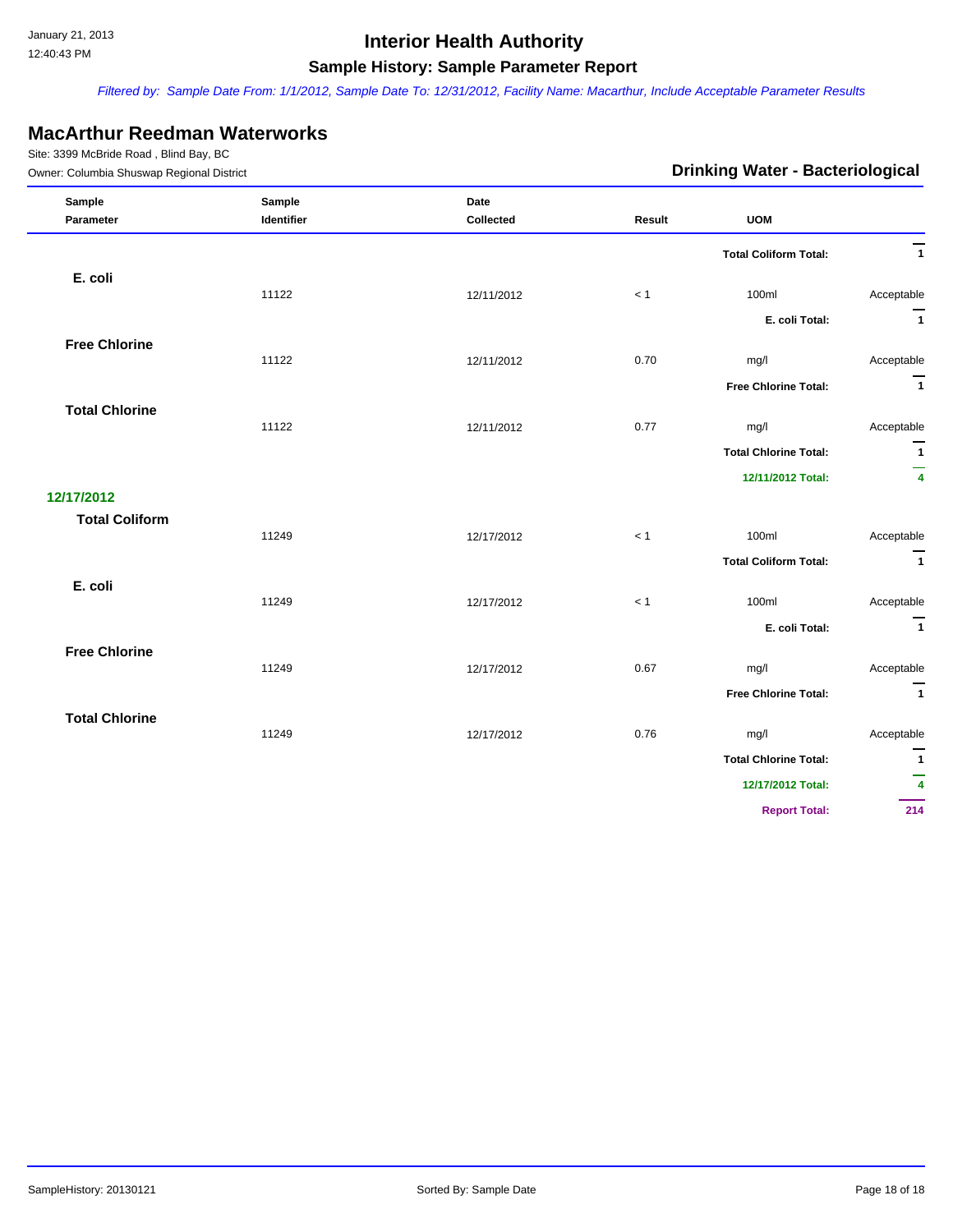# Interior Health Authority

## Sample History: Sample Parameter Report

*Filtered by: Sample Date From: 1/1/2012, Sample Date To: 12/31/2012, Facility Name: Macarthur, Include Acceptable Parameter Results*

## MacArthur Reedman Waterworks

Site: 3399 McBride Road , Blind Bay, BC

Owner: Columbia Shuswap Regional District

### Drinking Water - Bacteriological

| Sample Parameter | Sample Identifier | Date Collected | Result | UOM | |
|---|---|---|---|---|---|
| | | | | **Total Coliform Total:** | **1** |
| **E. coli** | | | | | |
| | 11122 | 12/11/2012 | < 1 | 100ml | Acceptable |
| | | | | **E. coli Total:** | **1** |
| **Free Chlorine** | | | | | |
| | 11122 | 12/11/2012 | 0.70 | mg/l | Acceptable |
| | | | | **Free Chlorine Total:** | **1** |
| **Total Chlorine** | | | | | |
| | 11122 | 12/11/2012 | 0.77 | mg/l | Acceptable |
| | | | | **Total Chlorine Total:** | **1** |
| | | | | **12/11/2012 Total:** | **4** |
| **12/17/2012** | | | | | |
| **Total Coliform** | | | | | |
| | 11249 | 12/17/2012 | < 1 | 100ml | Acceptable |
| | | | | **Total Coliform Total:** | **1** |
| **E. coli** | | | | | |
| | 11249 | 12/17/2012 | < 1 | 100ml | Acceptable |
| | | | | **E. coli Total:** | **1** |
| **Free Chlorine** | | | | | |
| | 11249 | 12/17/2012 | 0.67 | mg/l | Acceptable |
| | | | | **Free Chlorine Total:** | **1** |
| **Total Chlorine** | | | | | |
| | 11249 | 12/17/2012 | 0.76 | mg/l | Acceptable |
| | | | | **Total Chlorine Total:** | **1** |
| | | | | **12/17/2012 Total:** | **4** |
| | | | | **Report Total:** | **214** |